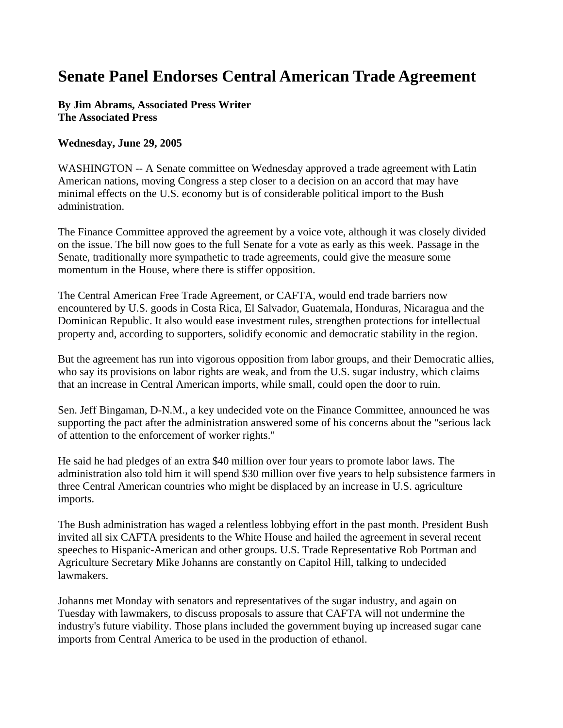# Senate Panel Endorses Central American Trade Agreement

**By Jim Abrams, Associated Press Writer**
**The Associated Press**

**Wednesday, June 29, 2005**

WASHINGTON -- A Senate committee on Wednesday approved a trade agreement with Latin American nations, moving Congress a step closer to a decision on an accord that may have minimal effects on the U.S. economy but is of considerable political import to the Bush administration.

The Finance Committee approved the agreement by a voice vote, although it was closely divided on the issue. The bill now goes to the full Senate for a vote as early as this week. Passage in the Senate, traditionally more sympathetic to trade agreements, could give the measure some momentum in the House, where there is stiffer opposition.

The Central American Free Trade Agreement, or CAFTA, would end trade barriers now encountered by U.S. goods in Costa Rica, El Salvador, Guatemala, Honduras, Nicaragua and the Dominican Republic. It also would ease investment rules, strengthen protections for intellectual property and, according to supporters, solidify economic and democratic stability in the region.

But the agreement has run into vigorous opposition from labor groups, and their Democratic allies, who say its provisions on labor rights are weak, and from the U.S. sugar industry, which claims that an increase in Central American imports, while small, could open the door to ruin.

Sen. Jeff Bingaman, D-N.M., a key undecided vote on the Finance Committee, announced he was supporting the pact after the administration answered some of his concerns about the "serious lack of attention to the enforcement of worker rights."

He said he had pledges of an extra $40 million over four years to promote labor laws. The administration also told him it will spend $30 million over five years to help subsistence farmers in three Central American countries who might be displaced by an increase in U.S. agriculture imports.

The Bush administration has waged a relentless lobbying effort in the past month. President Bush invited all six CAFTA presidents to the White House and hailed the agreement in several recent speeches to Hispanic-American and other groups. U.S. Trade Representative Rob Portman and Agriculture Secretary Mike Johanns are constantly on Capitol Hill, talking to undecided lawmakers.

Johanns met Monday with senators and representatives of the sugar industry, and again on Tuesday with lawmakers, to discuss proposals to assure that CAFTA will not undermine the industry's future viability. Those plans included the government buying up increased sugar cane imports from Central America to be used in the production of ethanol.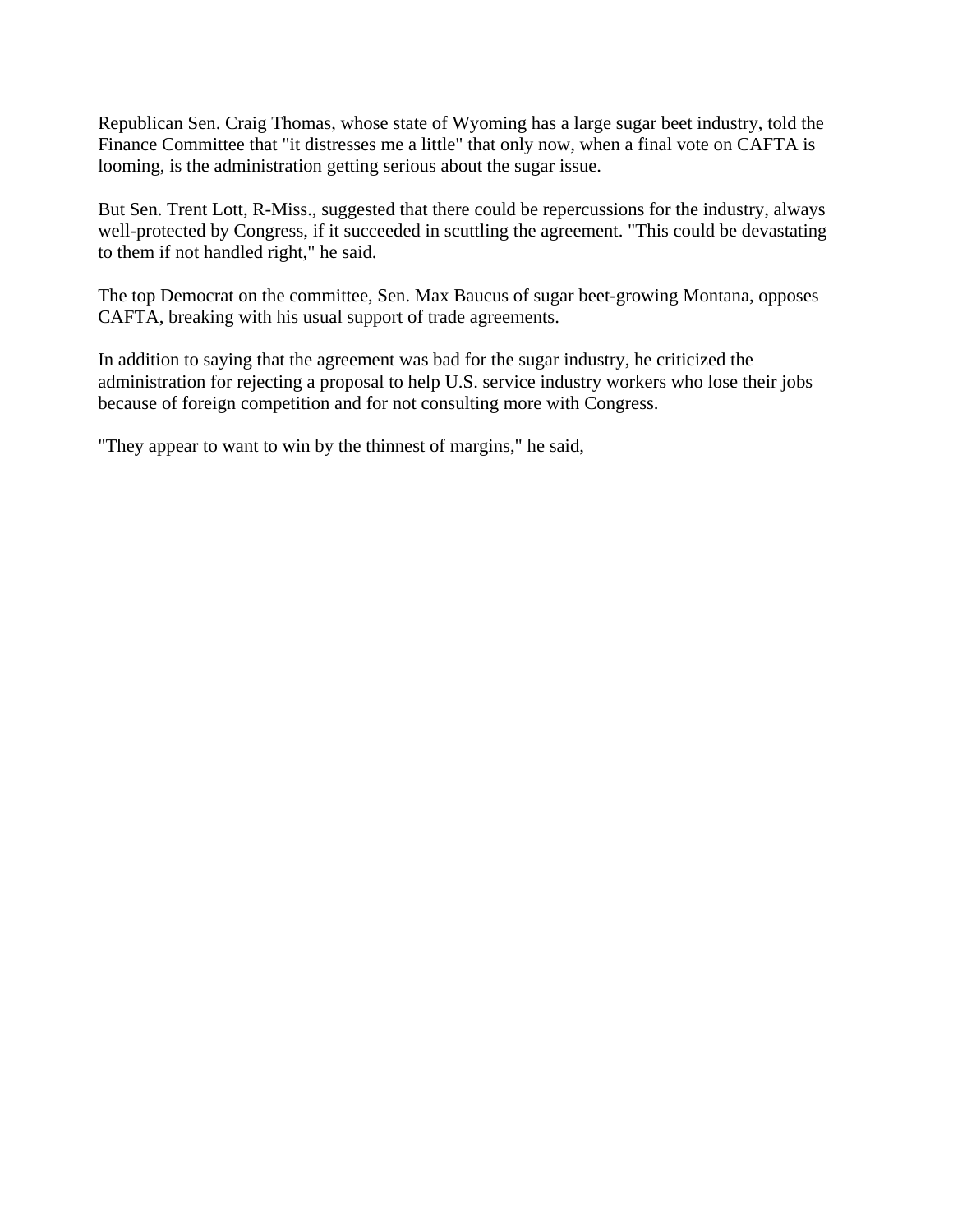Republican Sen. Craig Thomas, whose state of Wyoming has a large sugar beet industry, told the Finance Committee that "it distresses me a little" that only now, when a final vote on CAFTA is looming, is the administration getting serious about the sugar issue.

But Sen. Trent Lott, R-Miss., suggested that there could be repercussions for the industry, always well-protected by Congress, if it succeeded in scuttling the agreement. "This could be devastating to them if not handled right," he said.

The top Democrat on the committee, Sen. Max Baucus of sugar beet-growing Montana, opposes CAFTA, breaking with his usual support of trade agreements.

In addition to saying that the agreement was bad for the sugar industry, he criticized the administration for rejecting a proposal to help U.S. service industry workers who lose their jobs because of foreign competition and for not consulting more with Congress.

"They appear to want to win by the thinnest of margins," he said,